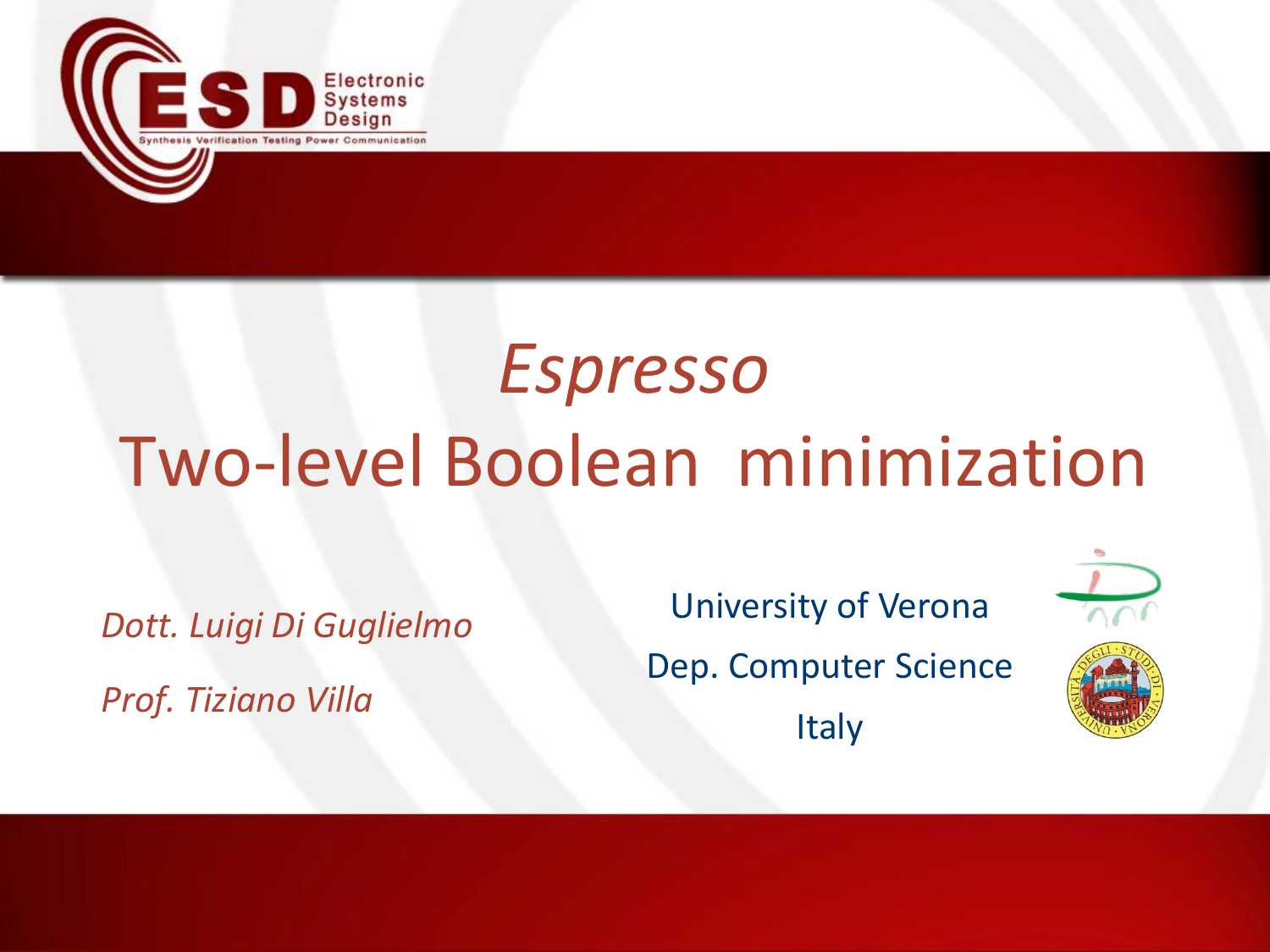# *Espresso*
# Two-level Boolean minimization

*Dott. Luigi Di Guglielmo*

*Prof. Tiziano Villa*

University of Verona

Dep. Computer Science

Italy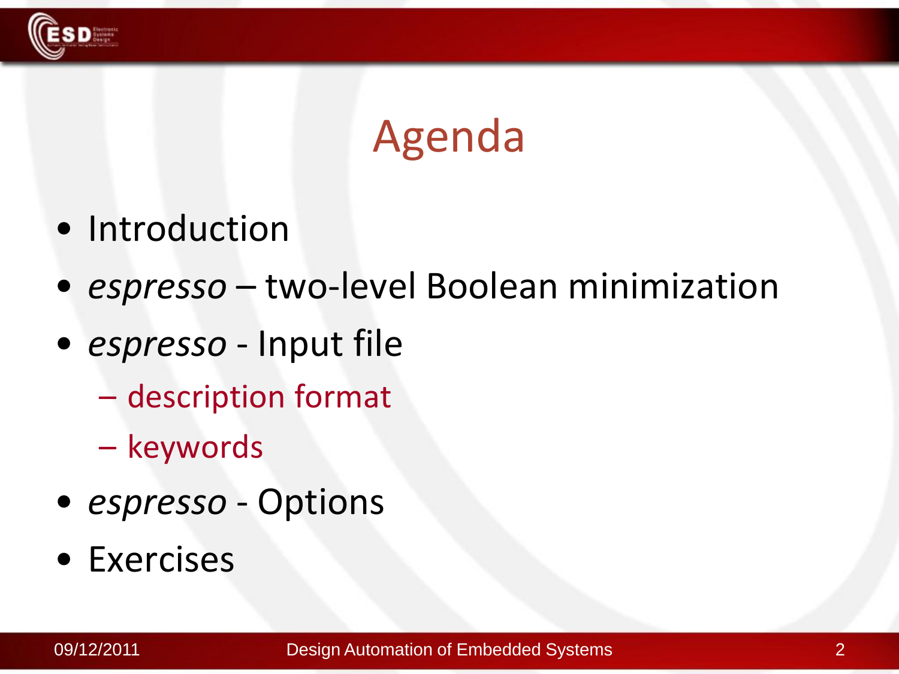# Agenda

- Introduction
- *espresso* – two-level Boolean minimization
- *espresso* - Input file
  - description format
  - keywords
- *espresso* - Options
- Exercises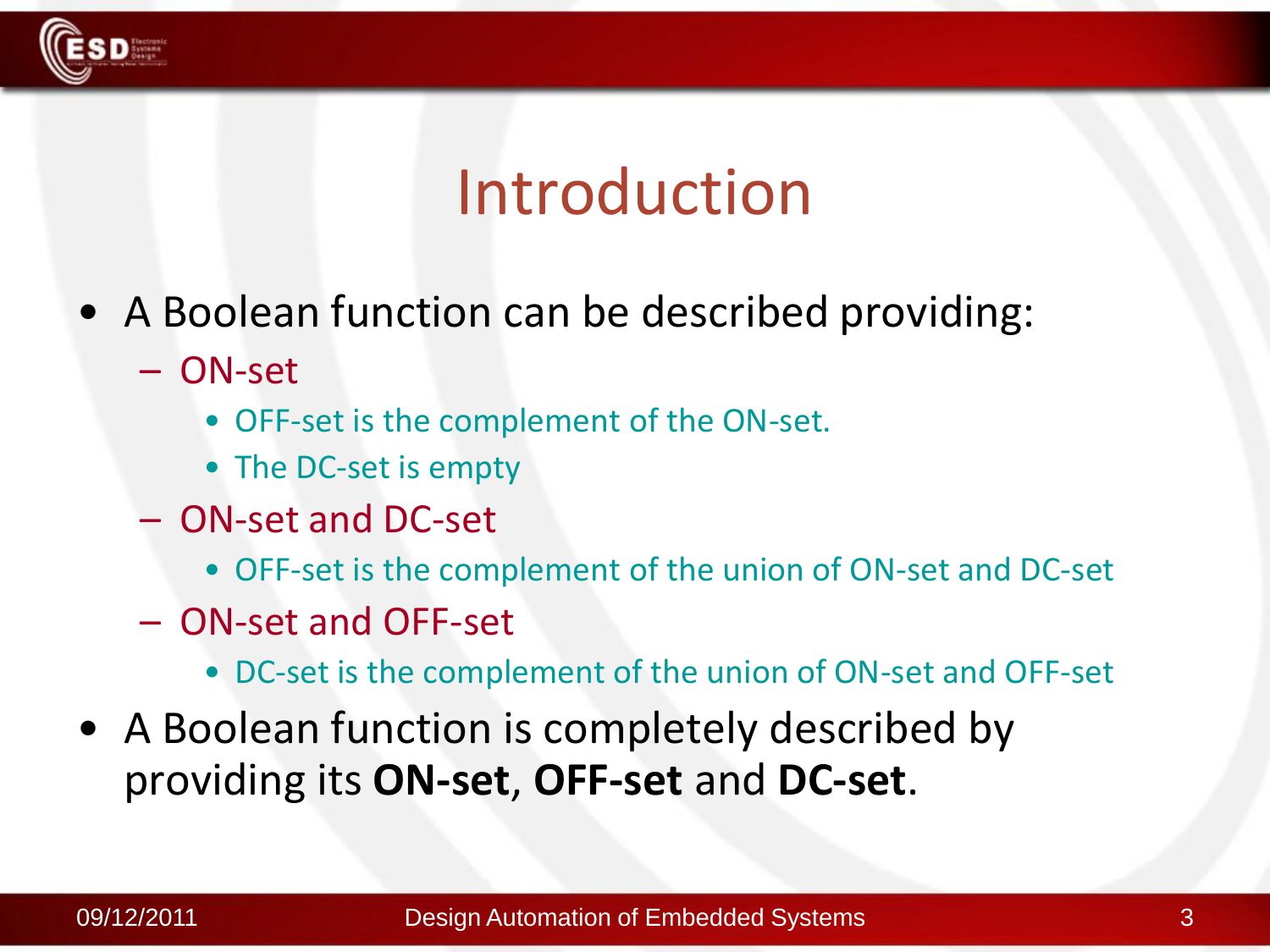# Introduction

- A Boolean function can be described providing:
  - ON-set
    - OFF-set is the complement of the ON-set.
    - The DC-set is empty
  - ON-set and DC-set
    - OFF-set is the complement of the union of ON-set and DC-set
  - ON-set and OFF-set
    - DC-set is the complement of the union of ON-set and OFF-set
- A Boolean function is completely described by providing its **ON-set**, **OFF-set** and **DC-set**.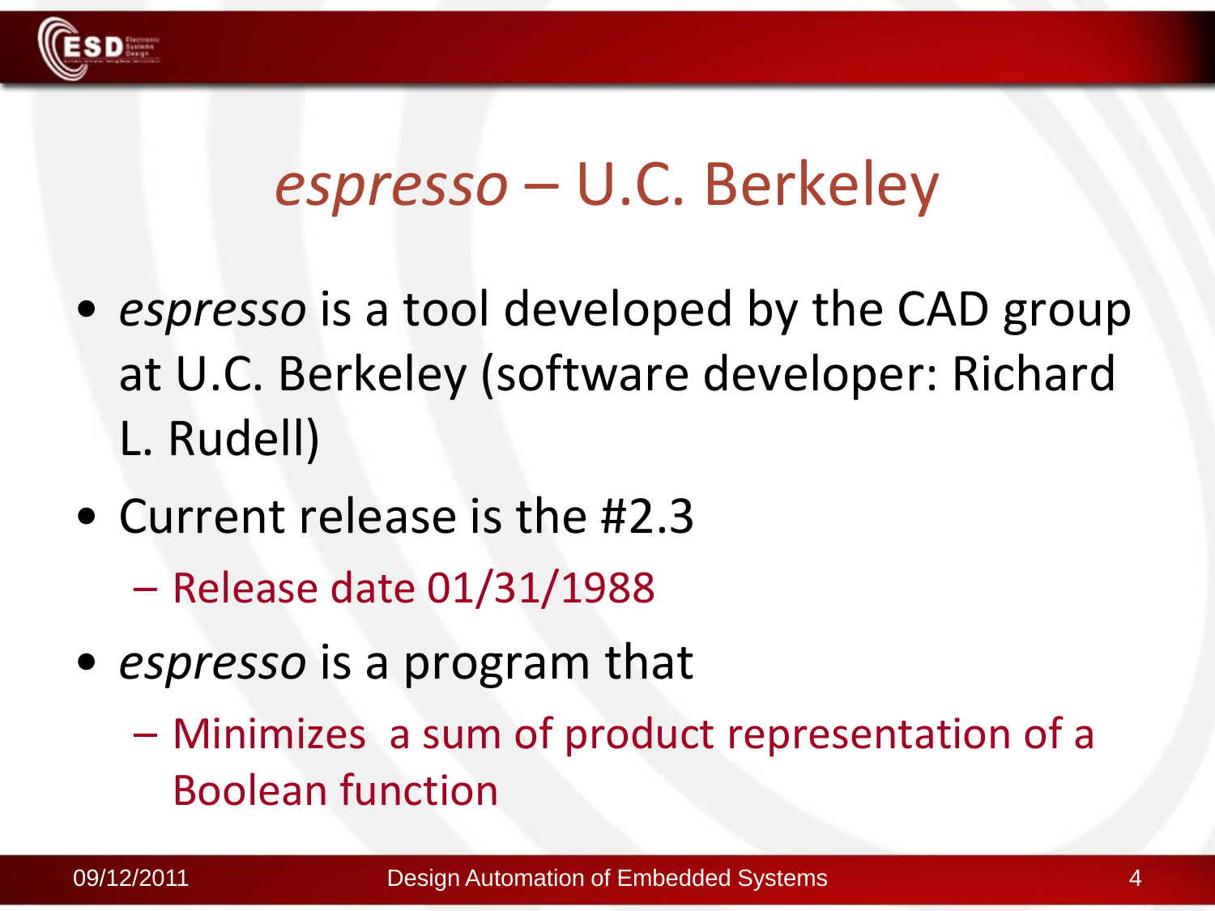# *espresso* – U.C. Berkeley

- *espresso* is a tool developed by the CAD group at U.C. Berkeley (software developer: Richard L. Rudell)
- Current release is the #2.3
  - Release date 01/31/1988
- *espresso* is a program that
  - Minimizes a sum of product representation of a Boolean function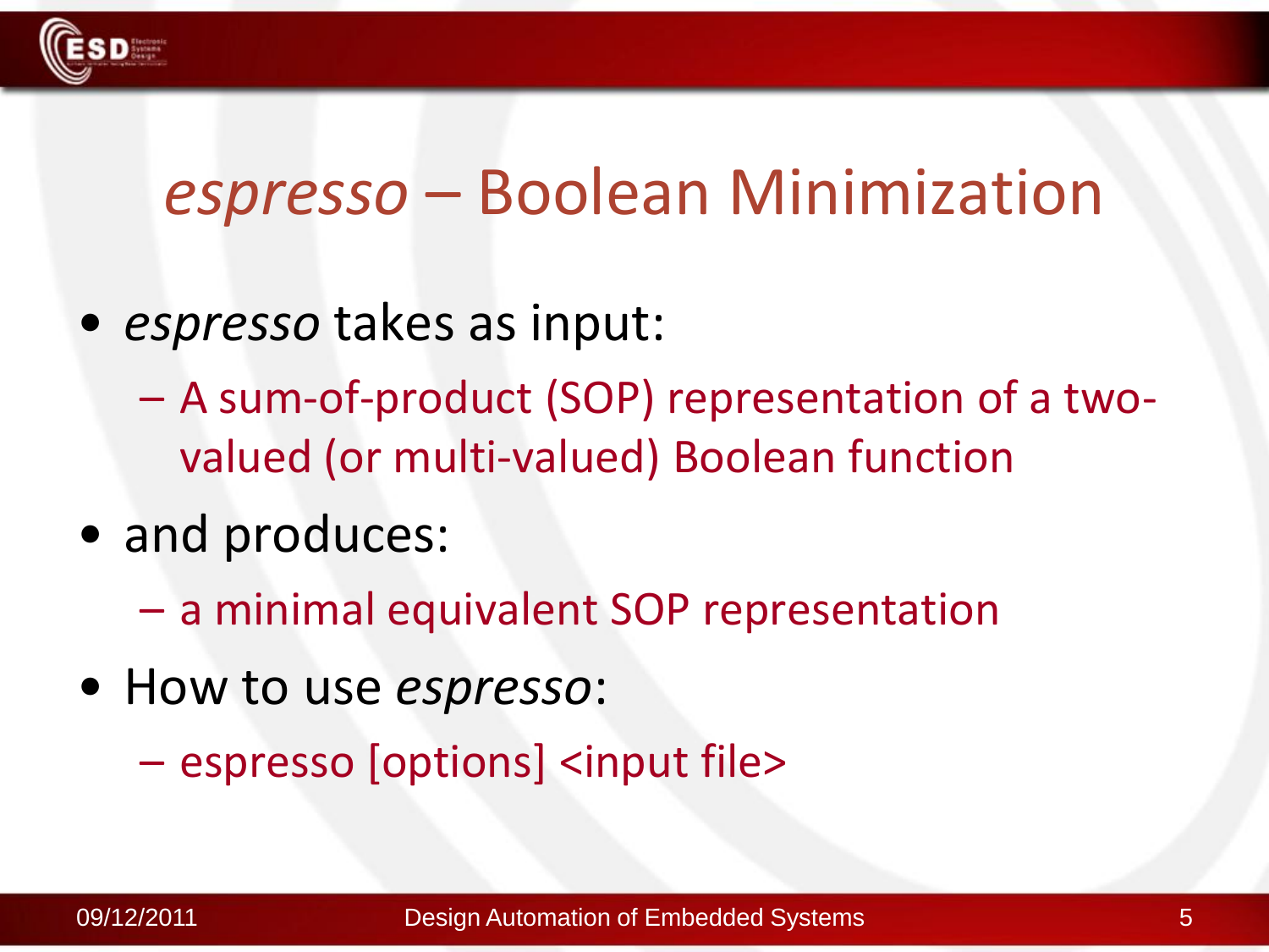# *espresso* – Boolean Minimization

- *espresso* takes as input:
  - A sum-of-product (SOP) representation of a two-valued (or multi-valued) Boolean function
- and produces:
  - a minimal equivalent SOP representation
- How to use *espresso*:
  - espresso [options] <input file>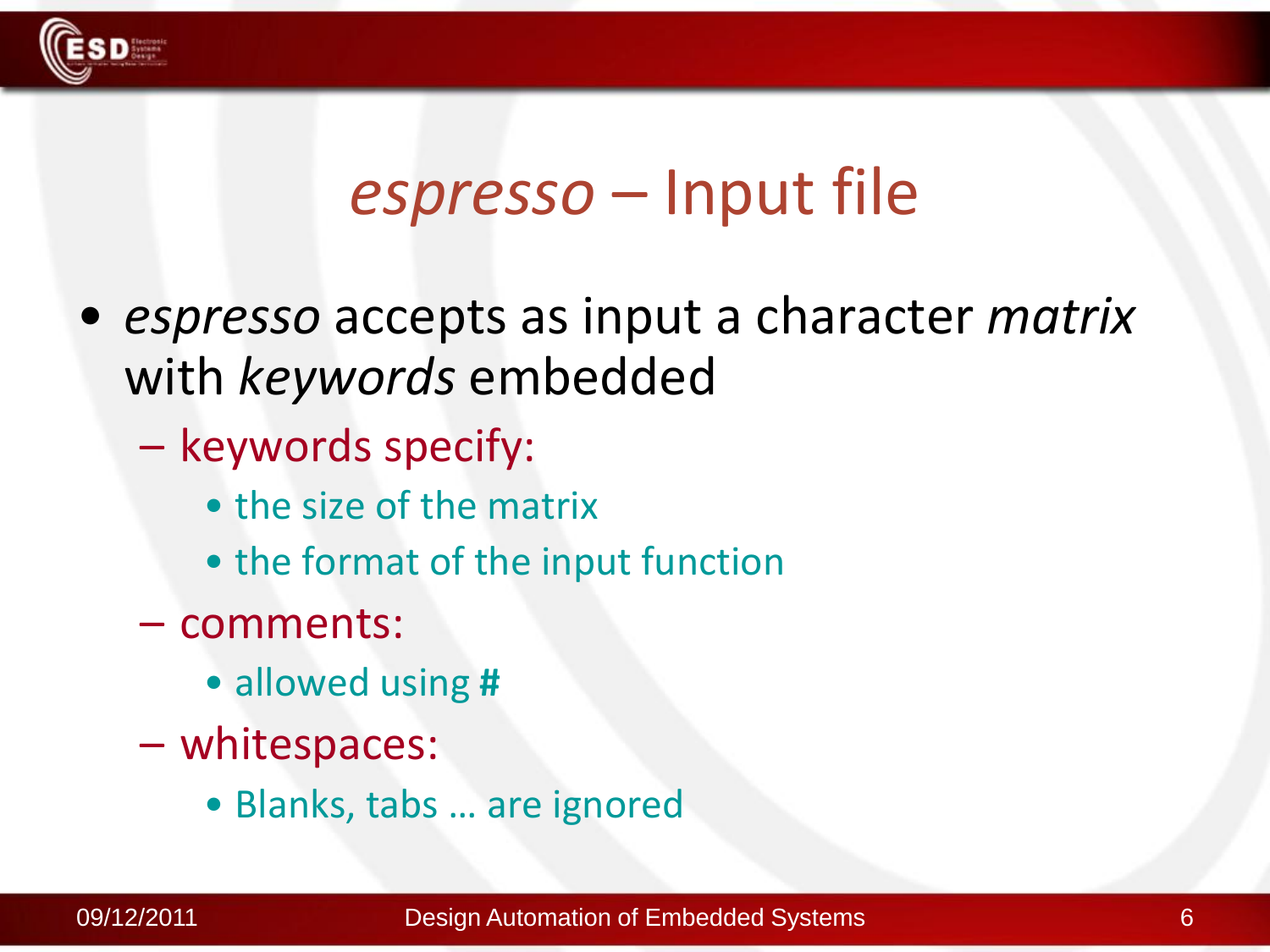# *espresso* – Input file

- *espresso* accepts as input a character *matrix* with *keywords* embedded
  - keywords specify:
    - the size of the matrix
    - the format of the input function
  - comments:
    - allowed using **#**
  - whitespaces:
    - Blanks, tabs … are ignored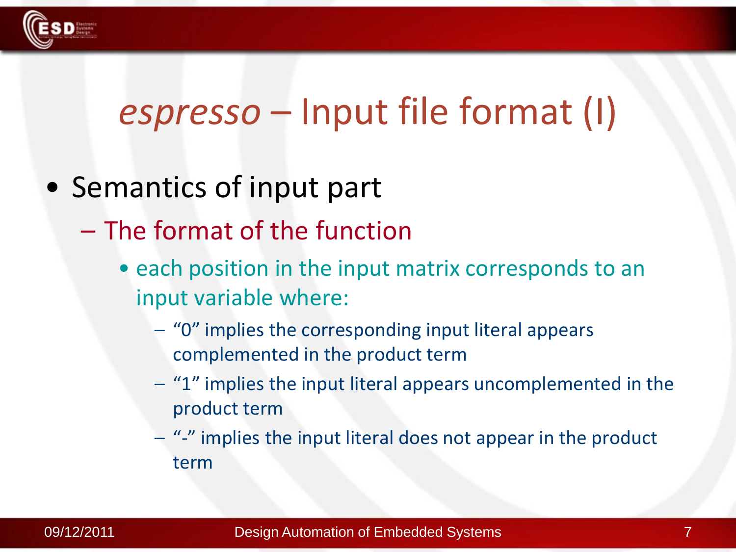# *espresso* – Input file format (I)

- Semantics of input part
  - The format of the function
    - each position in the input matrix corresponds to an input variable where:
      - "0" implies the corresponding input literal appears complemented in the product term
      - "1" implies the input literal appears uncomplemented in the product term
      - "-" implies the input literal does not appear in the product term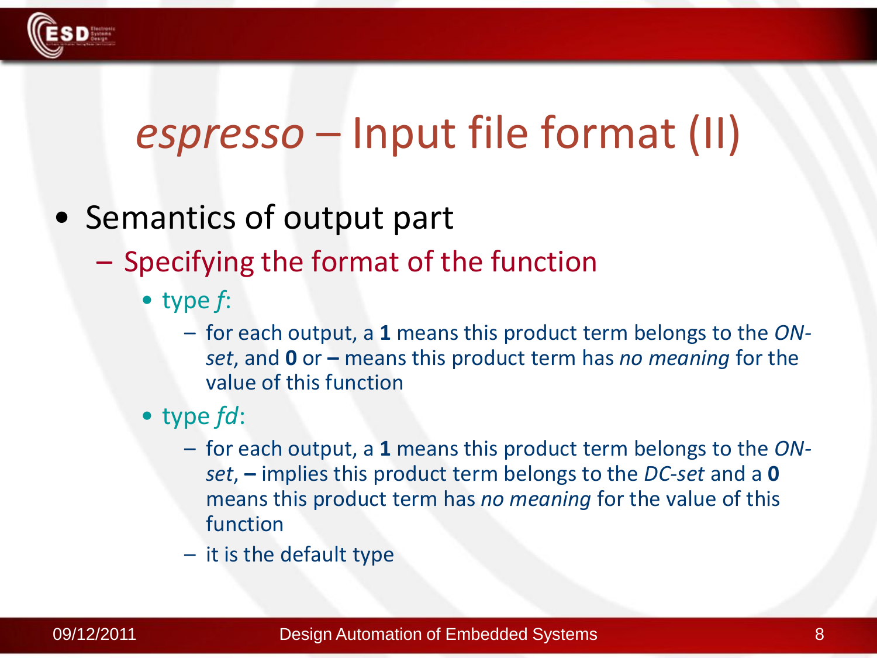# *espresso* – Input file format (II)

- Semantics of output part
  - Specifying the format of the function
    - type *f*:
      - for each output, a **1** means this product term belongs to the *ON-set*, and **0** or **–** means this product term has *no meaning* for the value of this function
    - type *fd*:
      - for each output, a **1** means this product term belongs to the *ON-set*, **–** implies this product term belongs to the *DC-set* and a **0** means this product term has *no meaning* for the value of this function
      - it is the default type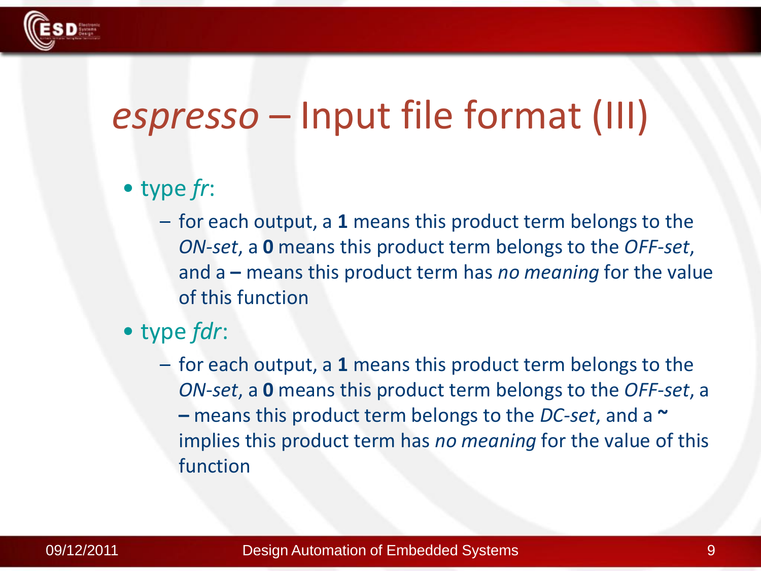# *espresso* – Input file format (III)

- type *fr*:
  - for each output, a **1** means this product term belongs to the *ON-set*, a **0** means this product term belongs to the *OFF-set*, and a **–** means this product term has *no meaning* for the value of this function
- type *fdr*:
  - for each output, a **1** means this product term belongs to the *ON-set*, a **0** means this product term belongs to the *OFF-set*, a **–** means this product term belongs to the *DC-set*, and a **~** implies this product term has *no meaning* for the value of this function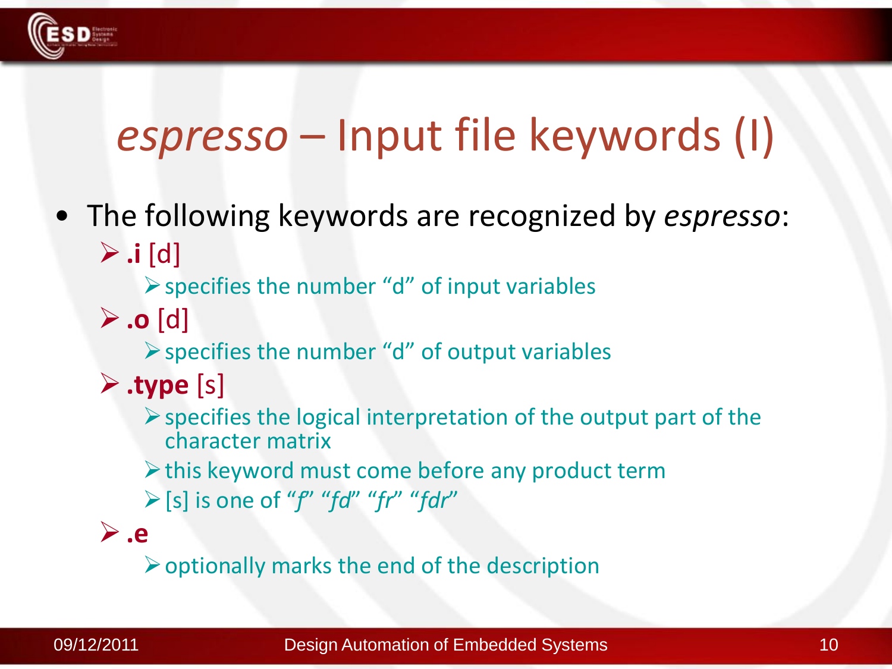# *espresso* – Input file keywords (I)

- The following keywords are recognized by *espresso*:
  - **.i** [d]
    - specifies the number "d" of input variables
  - **.o** [d]
    - specifies the number "d" of output variables
  - **.type** [s]
    - specifies the logical interpretation of the output part of the character matrix
    - this keyword must come before any product term
    - [s] is one of *"f" "fd" "fr" "fdr"*
  - **.e**
    - optionally marks the end of the description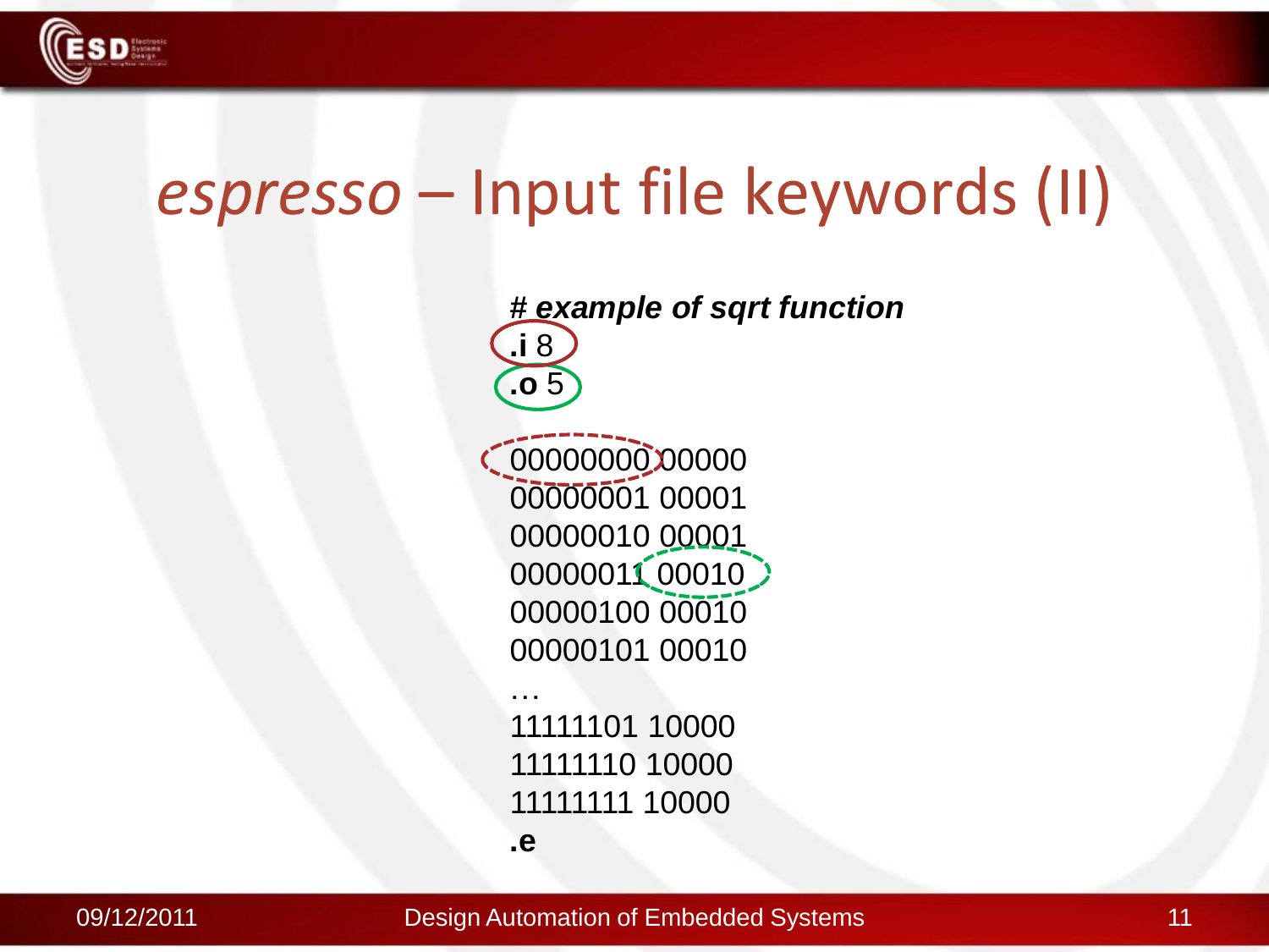# *espresso* – Input file keywords (II)

```
# example of sqrt function
.i 8
.o 5

00000000 00000
00000001 00001
00000010 00001
00000011 00010
00000100 00010
00000101 00010
…
11111101 10000
11111110 10000
11111111 10000
.e
```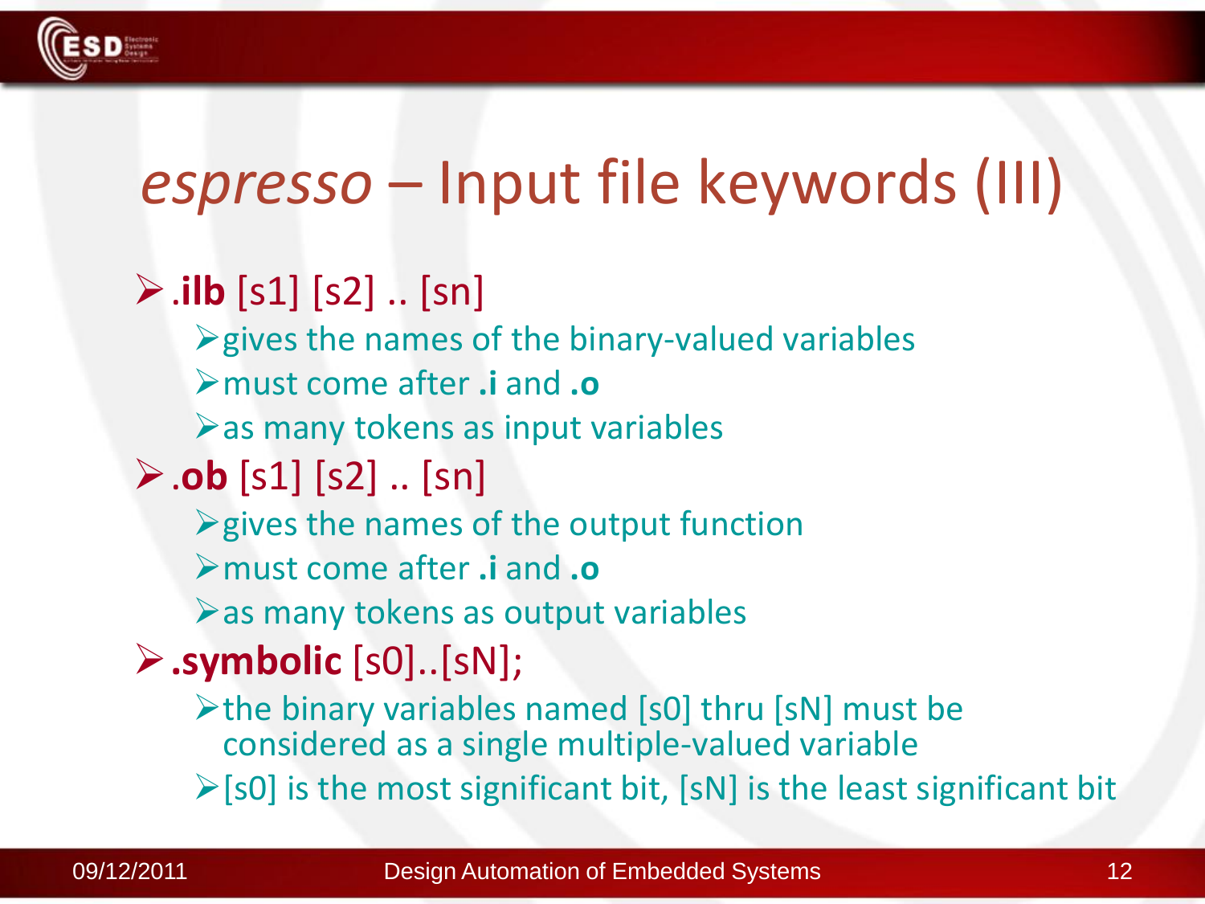# *espresso* – Input file keywords (III)

- **.ilb** [s1] [s2] .. [sn]
  - gives the names of the binary-valued variables
  - must come after **.i** and **.o**
  - as many tokens as input variables
- **.ob** [s1] [s2] .. [sn]
  - gives the names of the output function
  - must come after **.i** and **.o**
  - as many tokens as output variables
- **.symbolic** [s0]..[sN];
  - the binary variables named [s0] thru [sN] must be considered as a single multiple-valued variable
  - [s0] is the most significant bit, [sN] is the least significant bit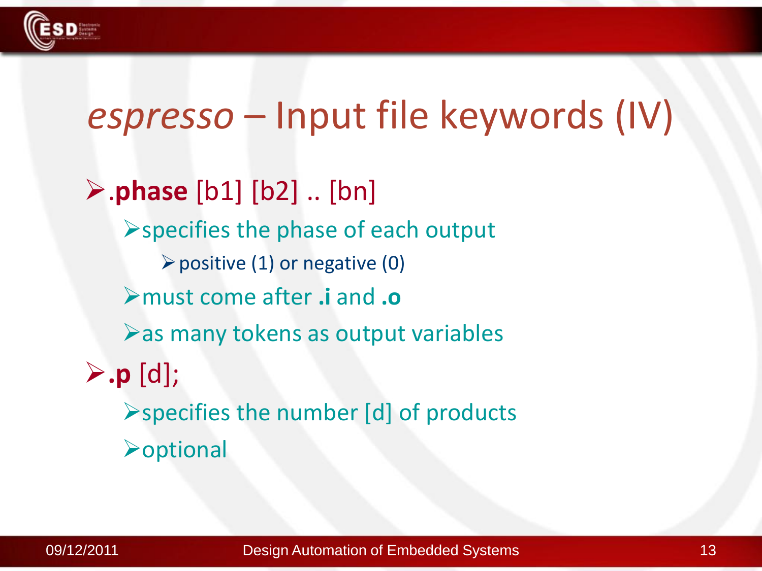# *espresso* – Input file keywords (IV)

- **.phase** [b1] [b2] .. [bn]
  - specifies the phase of each output
    - positive (1) or negative (0)
  - must come after **.i** and **.o**
  - as many tokens as output variables
- **.p** [d];
  - specifies the number [d] of products
  - optional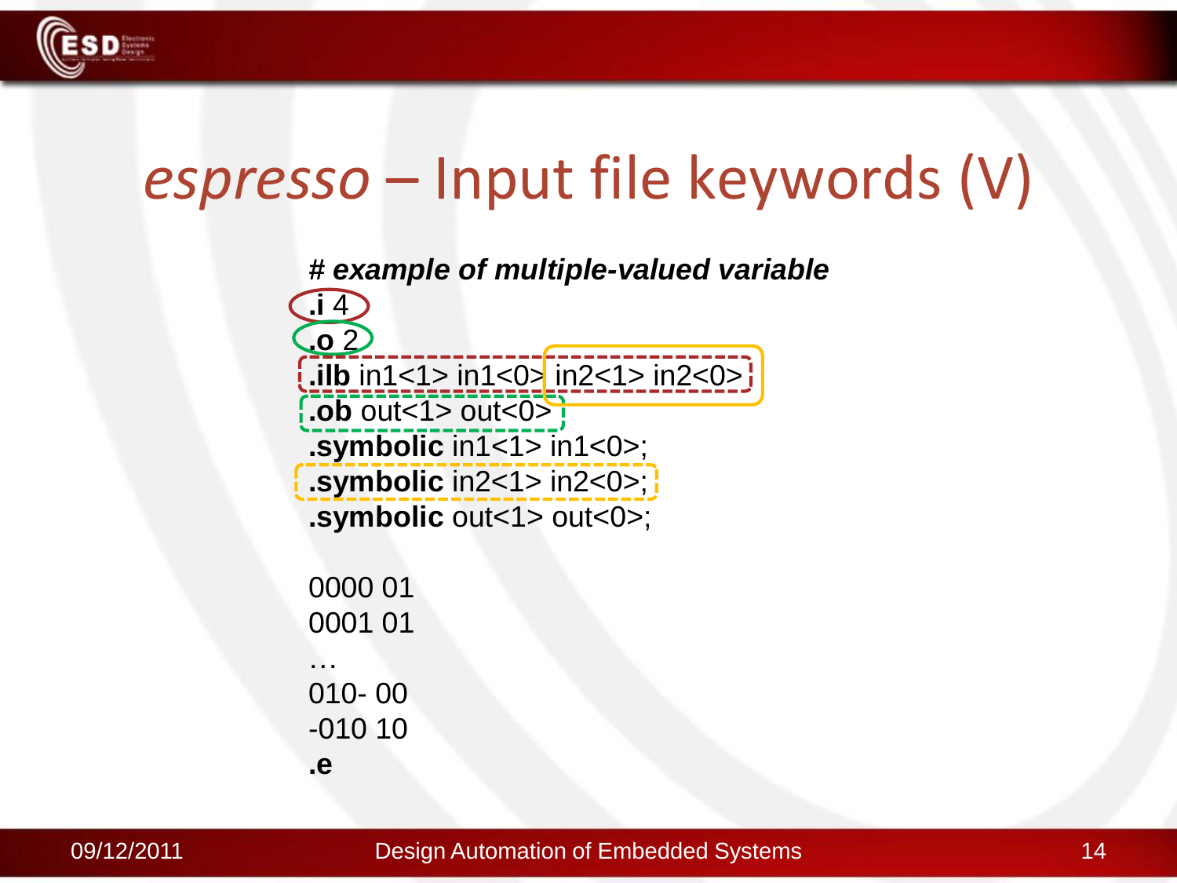# *espresso* – Input file keywords (V)

```
# example of multiple-valued variable
.i 4
.o 2
.ilb in1<1> in1<0> in2<1> in2<0>
.ob out<1> out<0>
.symbolic in1<1> in1<0>;
.symbolic in2<1> in2<0>;
.symbolic out<1> out<0>;

0000 01
0001 01
…
010- 00
-010 10
.e
```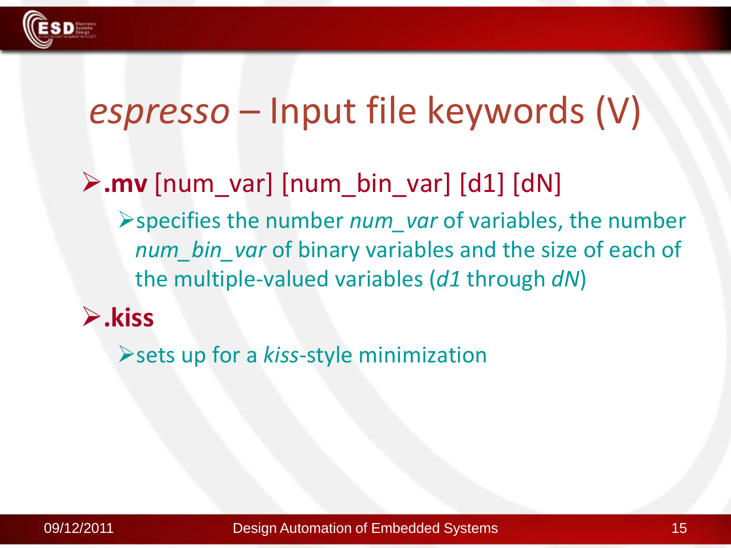# *espresso* – Input file keywords (V)

- **.mv** [num_var] [num_bin_var] [d1] [dN]
  - specifies the number *num_var* of variables, the number *num_bin_var* of binary variables and the size of each of the multiple-valued variables (*d1* through *dN*)
- **.kiss**
  - sets up for a *kiss*-style minimization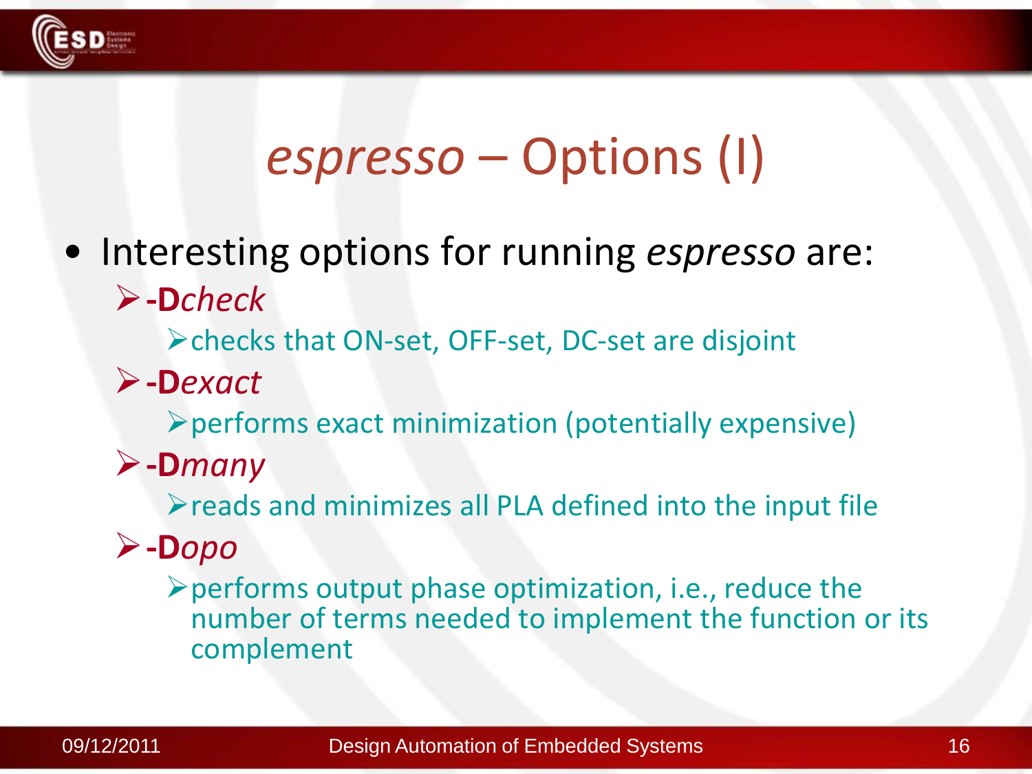# *espresso* – Options (I)

- Interesting options for running *espresso* are:
  - **-D***check*
    - checks that ON-set, OFF-set, DC-set are disjoint
  - **-D***exact*
    - performs exact minimization (potentially expensive)
  - **-D***many*
    - reads and minimizes all PLA defined into the input file
  - **-D***opo*
    - performs output phase optimization, i.e., reduce the number of terms needed to implement the function or its complement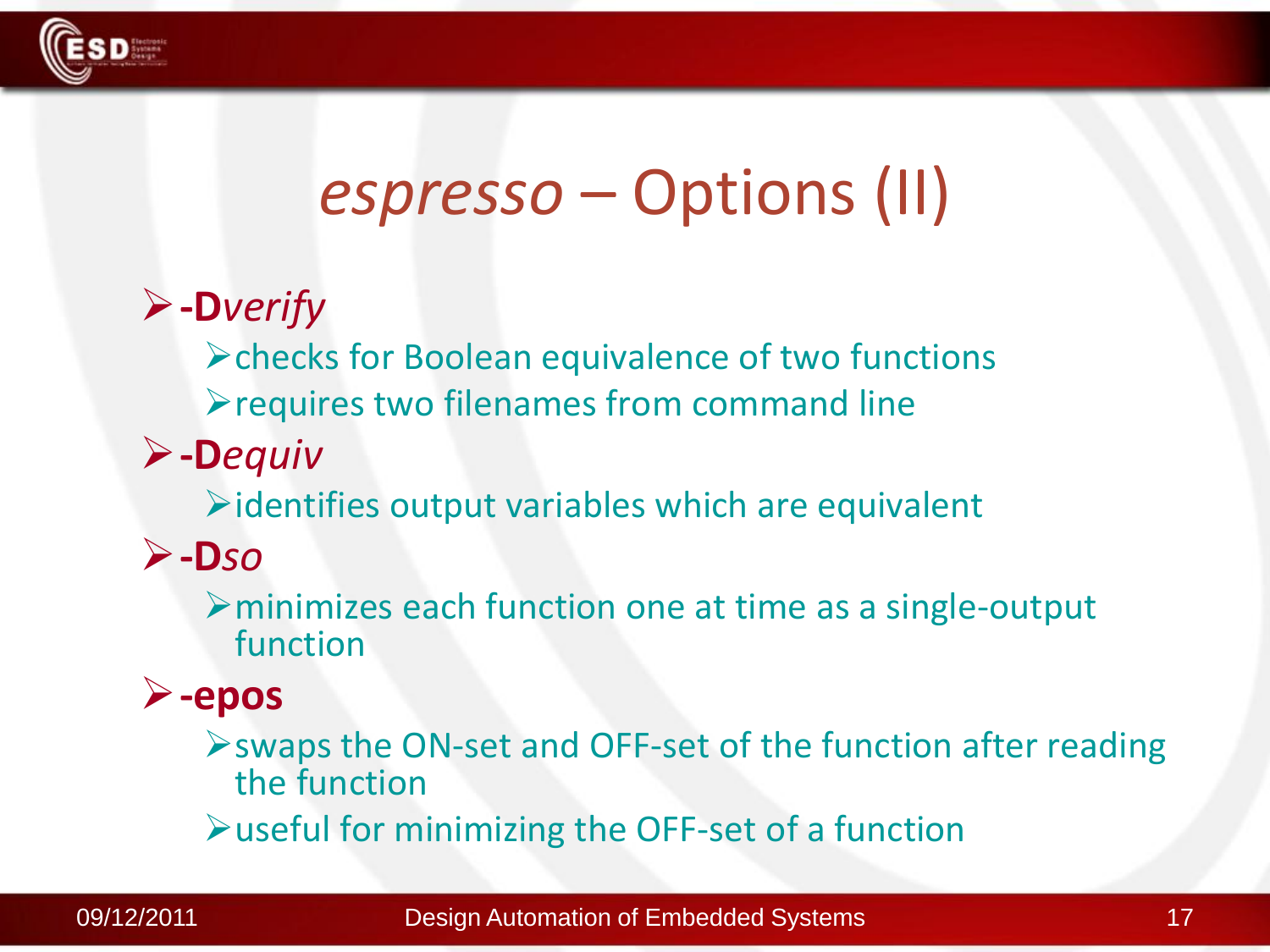# *espresso* – Options (II)

- **-D***verify*
  - checks for Boolean equivalence of two functions
  - requires two filenames from command line
- **-D***equiv*
  - identifies output variables which are equivalent
- **-D***so*
  - minimizes each function one at time as a single-output function
- **-epos**
  - swaps the ON-set and OFF-set of the function after reading the function
  - useful for minimizing the OFF-set of a function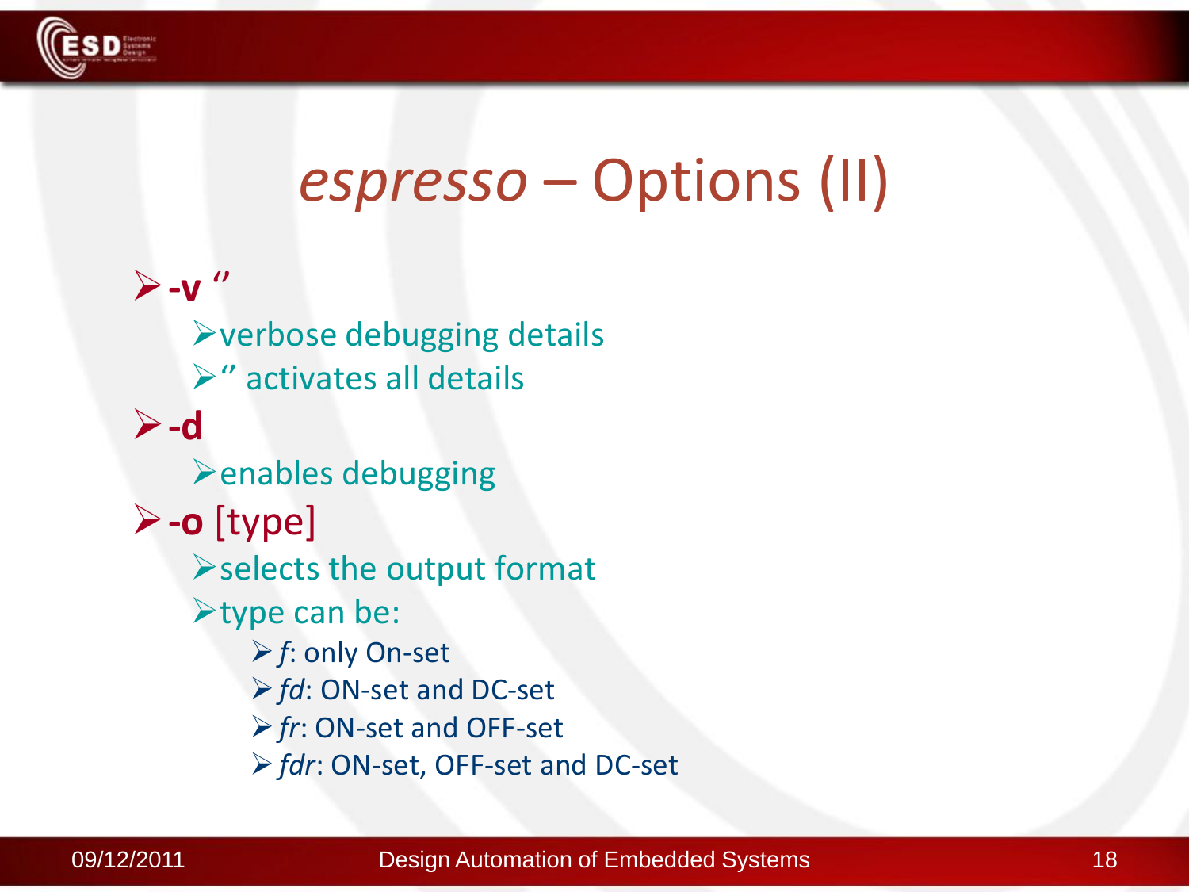# *espresso* – Options (II)

- **-v** ''
  - verbose debugging details
  - '' activates all details
- **-d**
  - enables debugging
- **-o** [type]
  - selects the output format
  - type can be:
    - *f*: only On-set
    - *fd*: ON-set and DC-set
    - *fr*: ON-set and OFF-set
    - *fdr*: ON-set, OFF-set and DC-set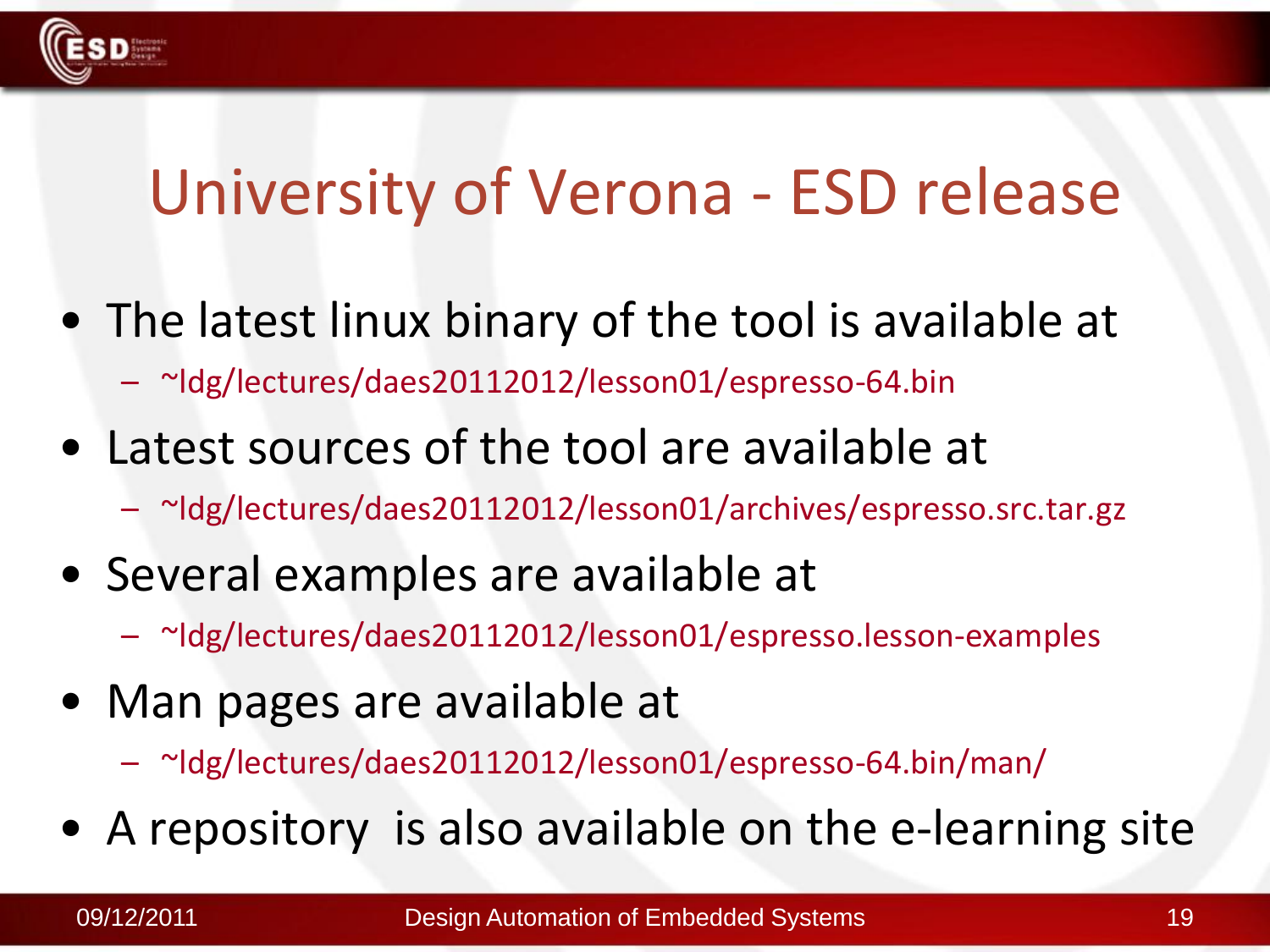# University of Verona - ESD release

- The latest linux binary of the tool is available at
  - ~ldg/lectures/daes20112012/lesson01/espresso-64.bin
- Latest sources of the tool are available at
  - ~ldg/lectures/daes20112012/lesson01/archives/espresso.src.tar.gz
- Several examples are available at
  - ~ldg/lectures/daes20112012/lesson01/espresso.lesson-examples
- Man pages are available at
  - ~ldg/lectures/daes20112012/lesson01/espresso-64.bin/man/
- A repository is also available on the e-learning site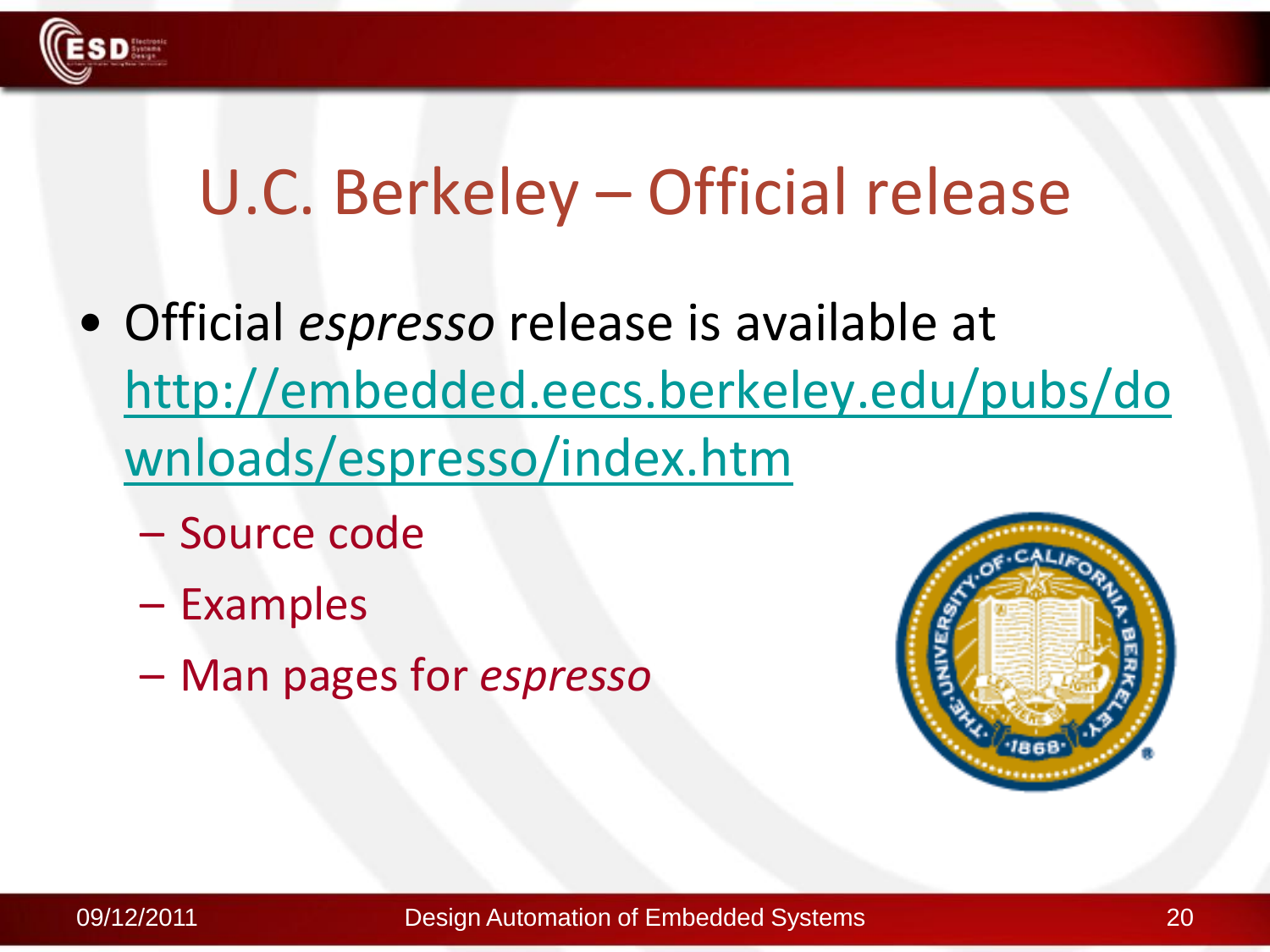# U.C. Berkeley – Official release

- Official *espresso* release is available at http://embedded.eecs.berkeley.edu/pubs/downloads/espresso/index.htm
  - Source code
  - Examples
  - Man pages for *espresso*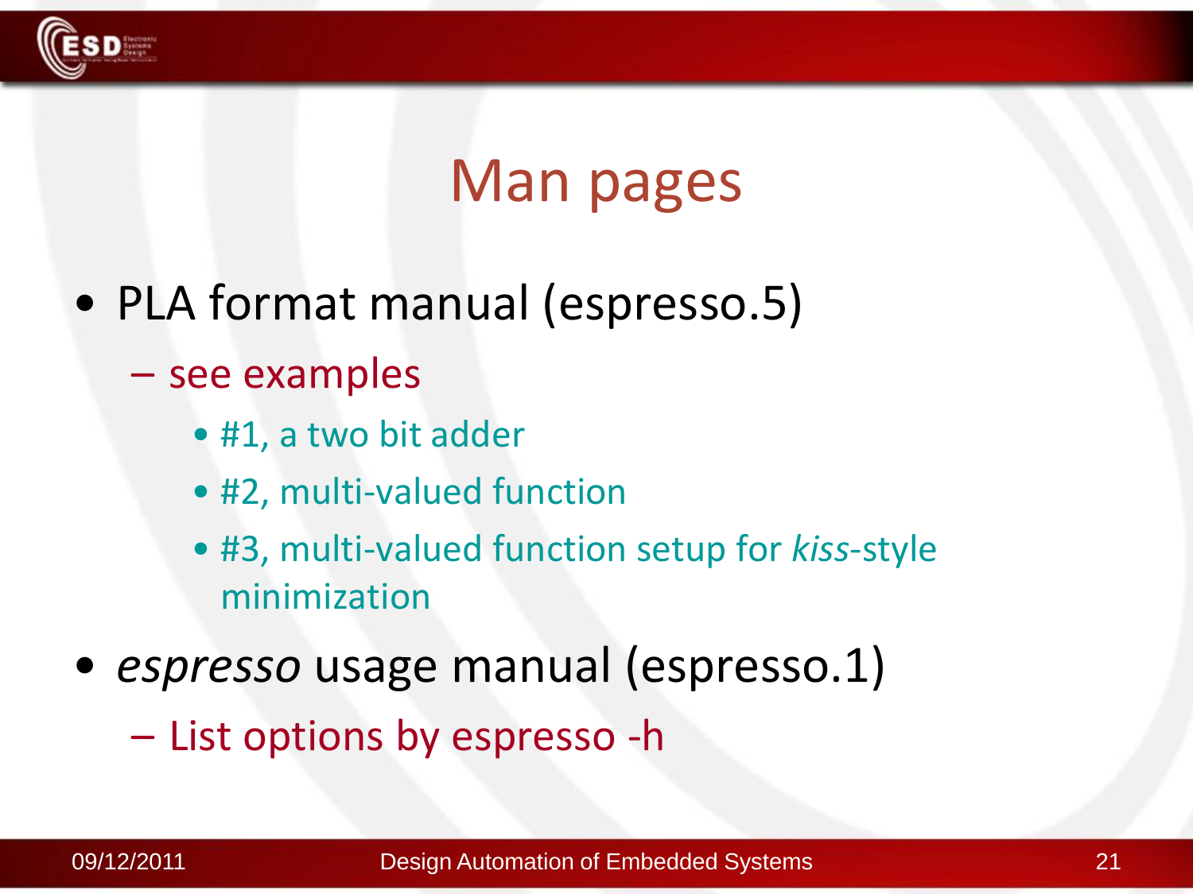# Man pages

- PLA format manual (espresso.5)
  - see examples
    - #1, a two bit adder
    - #2, multi-valued function
    - #3, multi-valued function setup for *kiss*-style minimization
- *espresso* usage manual (espresso.1)
  - List options by espresso -h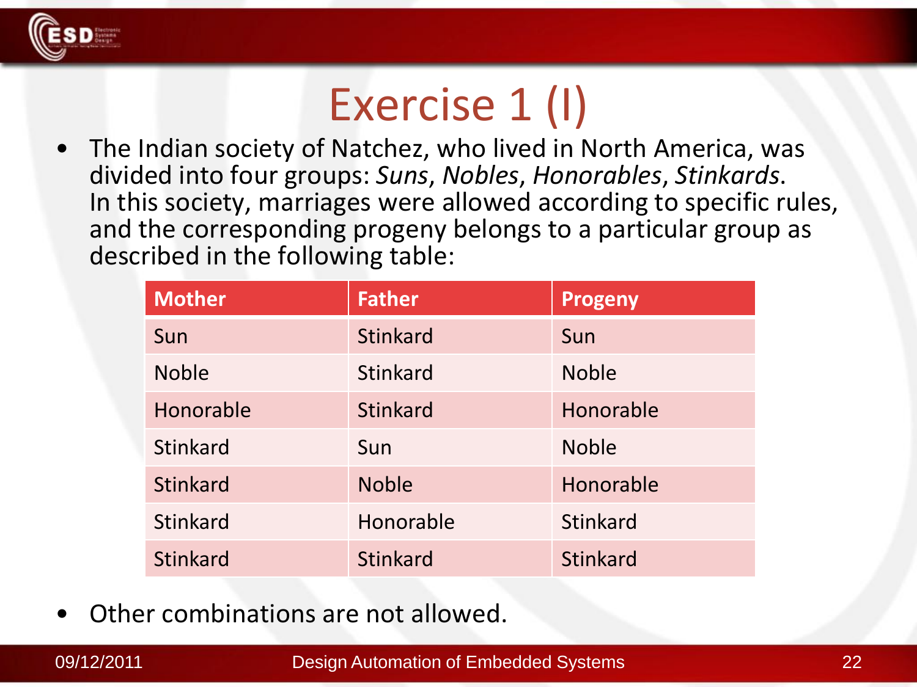# Exercise 1 (I)

- The Indian society of Natchez, who lived in North America, was divided into four groups: *Suns*, *Nobles*, *Honorables*, *Stinkards*. In this society, marriages were allowed according to specific rules, and the corresponding progeny belongs to a particular group as described in the following table:

| Mother | Father | Progeny |
|---|---|---|
| Sun | Stinkard | Sun |
| Noble | Stinkard | Noble |
| Honorable | Stinkard | Honorable |
| Stinkard | Sun | Noble |
| Stinkard | Noble | Honorable |
| Stinkard | Honorable | Stinkard |
| Stinkard | Stinkard | Stinkard |

- Other combinations are not allowed.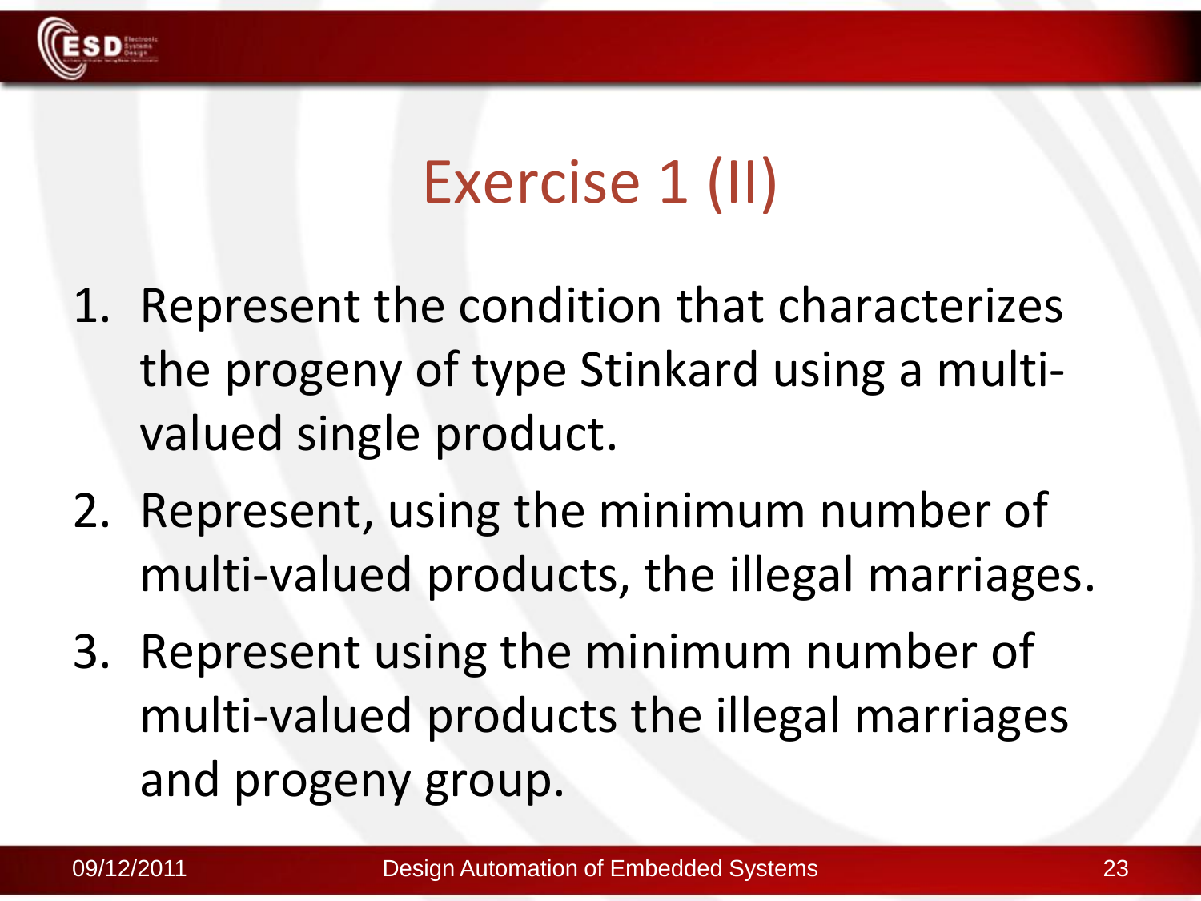# Exercise 1 (II)

1. Represent the condition that characterizes the progeny of type Stinkard using a multi-valued single product.
2. Represent, using the minimum number of multi-valued products, the illegal marriages.
3. Represent using the minimum number of multi-valued products the illegal marriages and progeny group.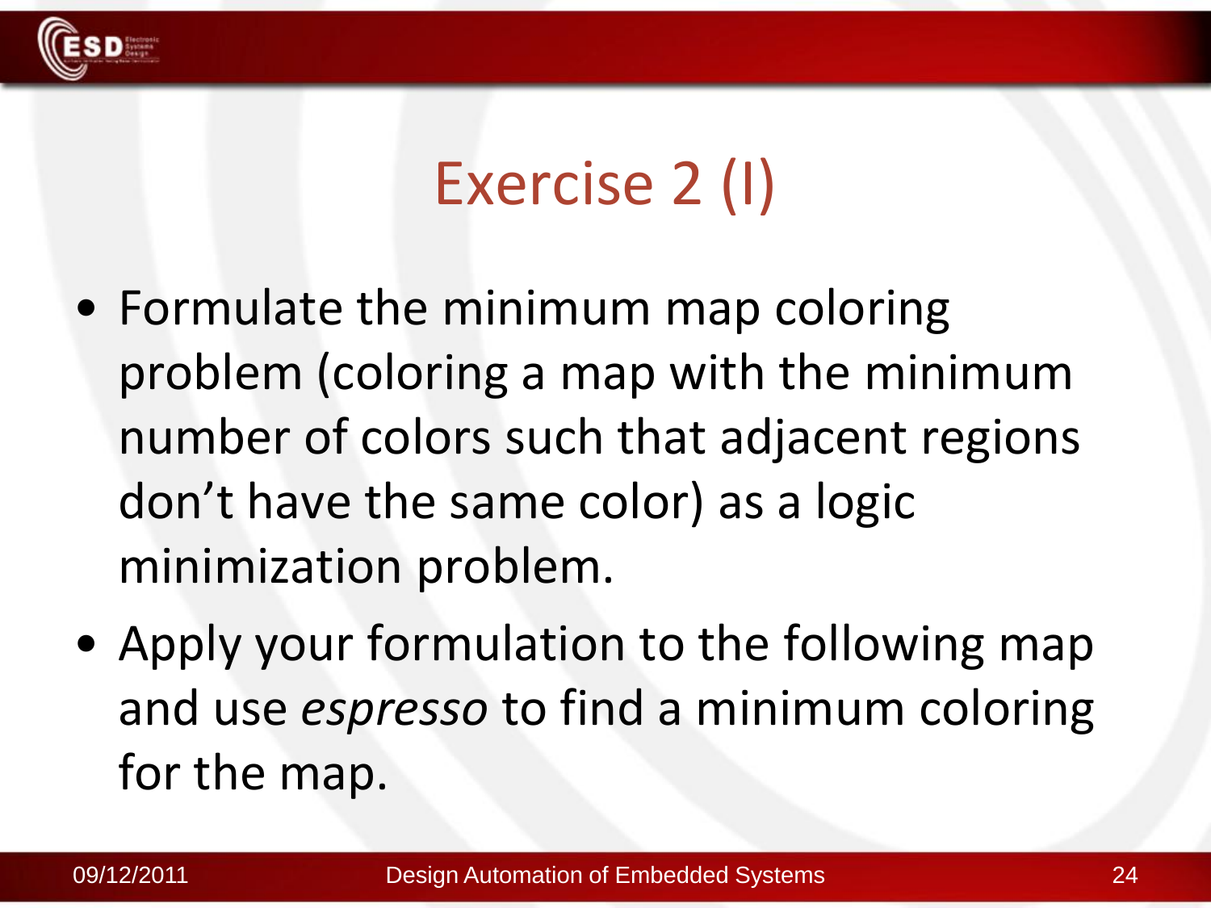# Exercise 2 (I)

- Formulate the minimum map coloring problem (coloring a map with the minimum number of colors such that adjacent regions don't have the same color) as a logic minimization problem.
- Apply your formulation to the following map and use *espresso* to find a minimum coloring for the map.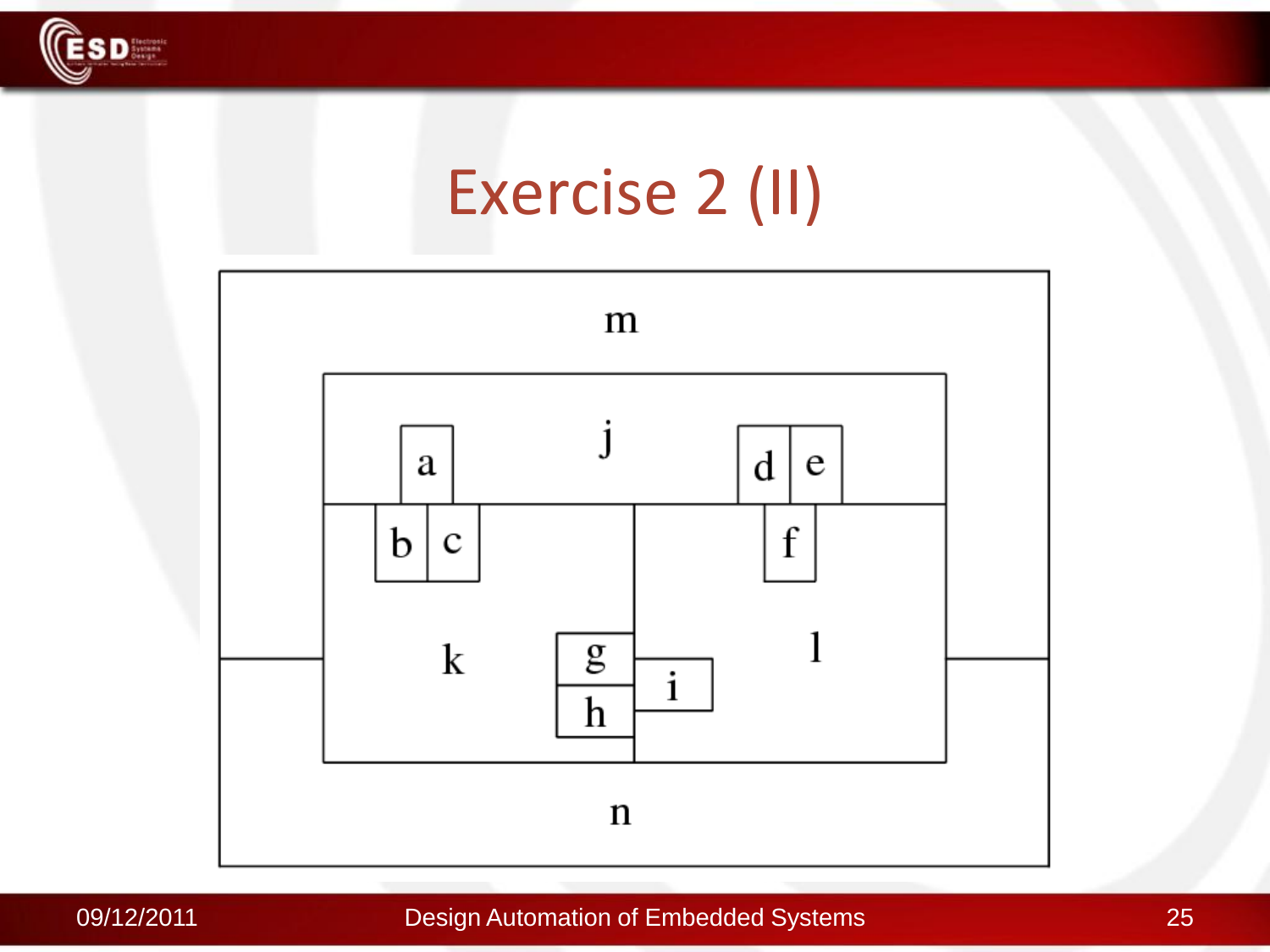# Exercise 2 (II)

m

j

a

d e

b c

f

k

g

h

i

l

n